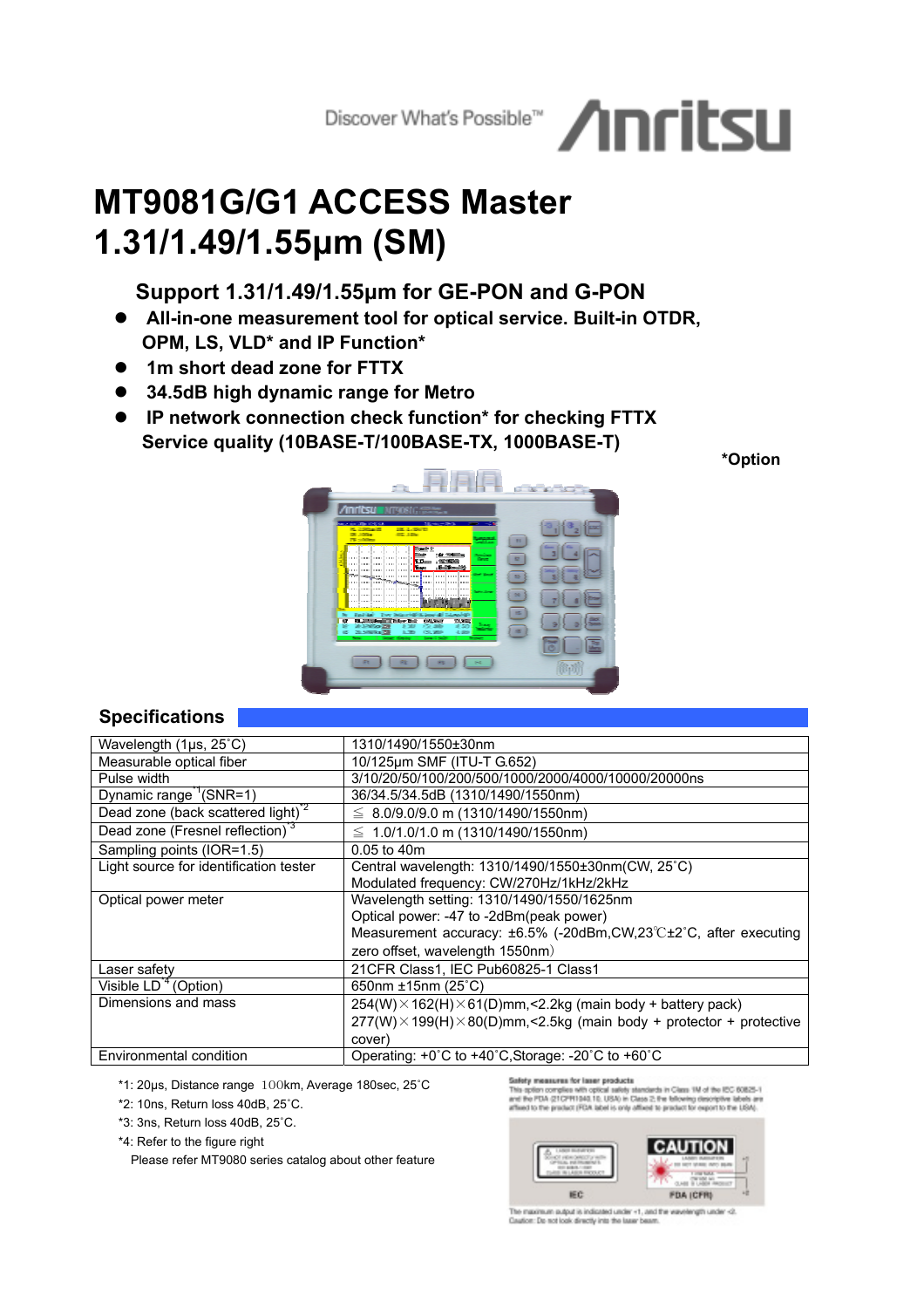Discover What's Possible™ Anritsu

# MT9081G/G1 ACCESS Master 1.31/1.49/1.55μm (SM)

### Support 1.31/1.49/1.55μm for GE-PON and G-PON

- **All-in-one measurement tool for optical service. Built-in OTDR, OPM, LS, VLD* and IP Function***
- **1m short dead zone for FTTX**
- **34.5dB high dynamic range for Metro**
- **IP network connection check function* for checking FTTX Service quality (10BASE-T/100BASE-TX, 1000BASE-T)**

***Option**

## Specifications

| | |
|---|---|
| Wavelength (1μs, 25˚C) | 1310/1490/1550±30nm |
| Measurable optical fiber | 10/125μm SMF (ITU-T G.652) |
| Pulse width | 3/10/20/50/100/200/500/1000/2000/4000/10000/20000ns |
| Dynamic range [*1] (SNR=1) | 36/34.5/34.5dB (1310/1490/1550nm) |
| Dead zone (back scattered light) [*2] | ≦ 8.0/9.0/9.0 m (1310/1490/1550nm) |
| Dead zone (Fresnel reflection) [*3] | ≦ 1.0/1.0/1.0 m (1310/1490/1550nm) |
| Sampling points (IOR=1.5) | 0.05 to 40m |
| Light source for identification tester | Central wavelength: 1310/1490/1550±30nm(CW, 25˚C)<br>Modulated frequency: CW/270Hz/1kHz/2kHz |
| Optical power meter | Wavelength setting: 1310/1490/1550/1625nm<br>Optical power: -47 to -2dBm(peak power)<br>Measurement accuracy: ±6.5% (-20dBm,CW,23℃±2˚C, after executing zero offset, wavelength 1550nm) |
| Laser safety | 21CFR Class1, IEC Pub60825-1 Class1 |
| Visible LD [*4] (Option) | 650nm ±15nm (25˚C) |
| Dimensions and mass | 254(W)×162(H)×61(D)mm,<2.2kg (main body + battery pack)<br>277(W)×199(H)×80(D)mm,<2.5kg (main body + protector + protective cover) |
| Environmental condition | Operating: +0˚C to +40˚C,Storage: -20˚C to +60˚C |

*1: 20μs, Distance range 100km, Average 180sec, 25˚C

*2: 10ns, Return loss 40dB, 25˚C.

*3: 3ns, Return loss 40dB, 25˚C.

*4: Refer to the figure right

Please refer MT9080 series catalog about other feature

**Safety measures for laser products**

This option complies with optical safety standards in Class 1M of the IEC 60825-1 and the FDA (21CFR1040.10, USA) in Class 2; the following descriptive labels are affixed to the product (FDA label is only affixed to product for export to the USA).

IEC FDA (CFR)

The maximum output is indicated under *1, and the wavelength under *2.

Caution: Do not look directly into the laser beam.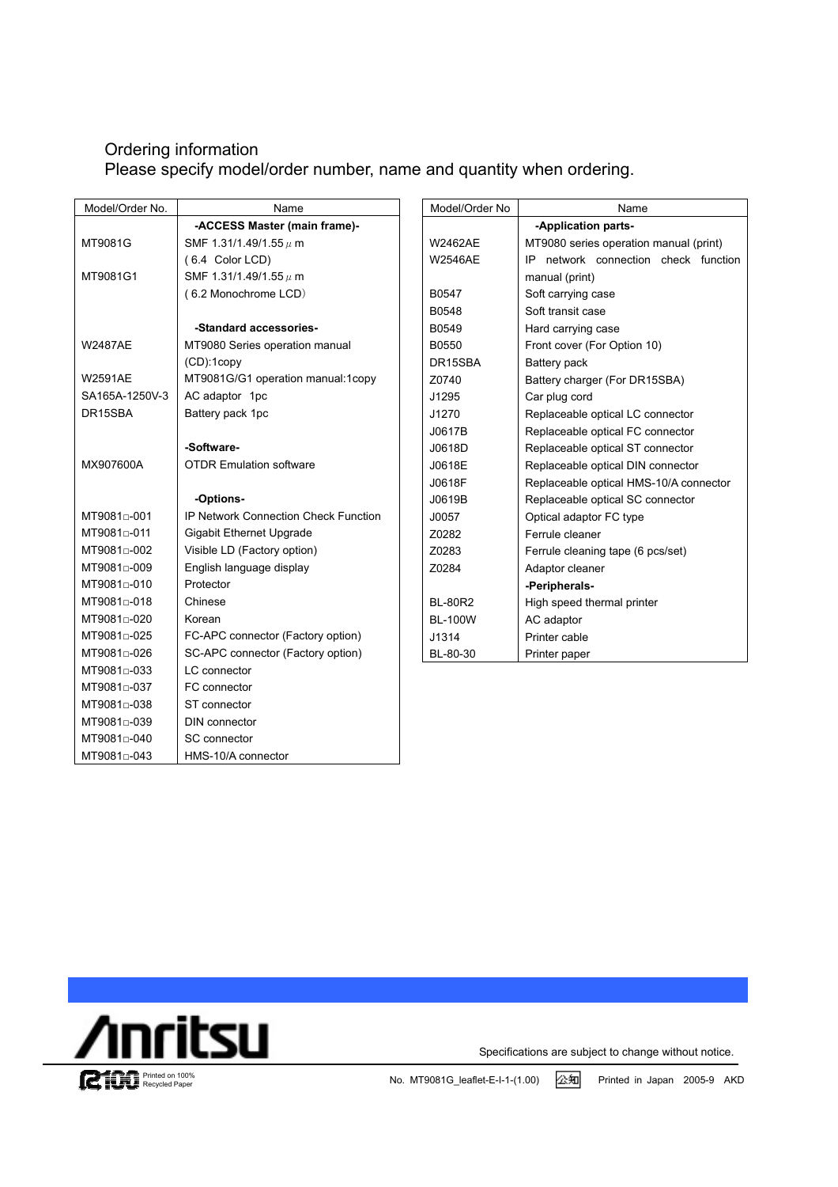Ordering information

Please specify model/order number, name and quantity when ordering.

| Model/Order No. | Name |
|---|---|
| | **-ACCESS Master (main frame)-** |
| MT9081G | SMF 1.31/1.49/1.55 μm (6.4 Color LCD) |
| MT9081G1 | SMF 1.31/1.49/1.55 μm (6.2 Monochrome LCD) |
| | **-Standard accessories-** |
| W2487AE | MT9080 Series operation manual (CD):1copy |
| W2591AE | MT9081G/G1 operation manual:1copy |
| SA165A-1250V-3 | AC adaptor 1pc |
| DR15SBA | Battery pack 1pc |
| | **-Software-** |
| MX907600A | OTDR Emulation software |
| | **-Options-** |
| MT9081□-001 | IP Network Connection Check Function |
| MT9081□-011 | Gigabit Ethernet Upgrade |
| MT9081□-002 | Visible LD (Factory option) |
| MT9081□-009 | English language display |
| MT9081□-010 | Protector |
| MT9081□-018 | Chinese |
| MT9081□-020 | Korean |
| MT9081□-025 | FC-APC connector (Factory option) |
| MT9081□-026 | SC-APC connector (Factory option) |
| MT9081□-033 | LC connector |
| MT9081□-037 | FC connector |
| MT9081□-038 | ST connector |
| MT9081□-039 | DIN connector |
| MT9081□-040 | SC connector |
| MT9081□-043 | HMS-10/A connector |

| Model/Order No | Name |
|---|---|
| | **-Application parts-** |
| W2462AE | MT9080 series operation manual (print) |
| W2546AE | IP network connection check function manual (print) |
| B0547 | Soft carrying case |
| B0548 | Soft transit case |
| B0549 | Hard carrying case |
| B0550 | Front cover (For Option 10) |
| DR15SBA | Battery pack |
| Z0740 | Battery charger (For DR15SBA) |
| J1295 | Car plug cord |
| J1270 | Replaceable optical LC connector |
| J0617B | Replaceable optical FC connector |
| J0618D | Replaceable optical ST connector |
| J0618E | Replaceable optical DIN connector |
| J0618F | Replaceable optical HMS-10/A connector |
| J0619B | Replaceable optical SC connector |
| J0057 | Optical adaptor FC type |
| Z0282 | Ferrule cleaner |
| Z0283 | Ferrule cleaning tape (6 pcs/set) |
| Z0284 | Adaptor cleaner |
| | **-Peripherals-** |
| BL-80R2 | High speed thermal printer |
| BL-100W | AC adaptor |
| J1314 | Printer cable |
| BL-80-30 | Printer paper |

Anritsu

Specifications are subject to change without notice.

Printed on 100% Recycled Paper

No. MT9081G_leaflet-E-I-1-(1.00) 公知 Printed in Japan 2005-9 AKD